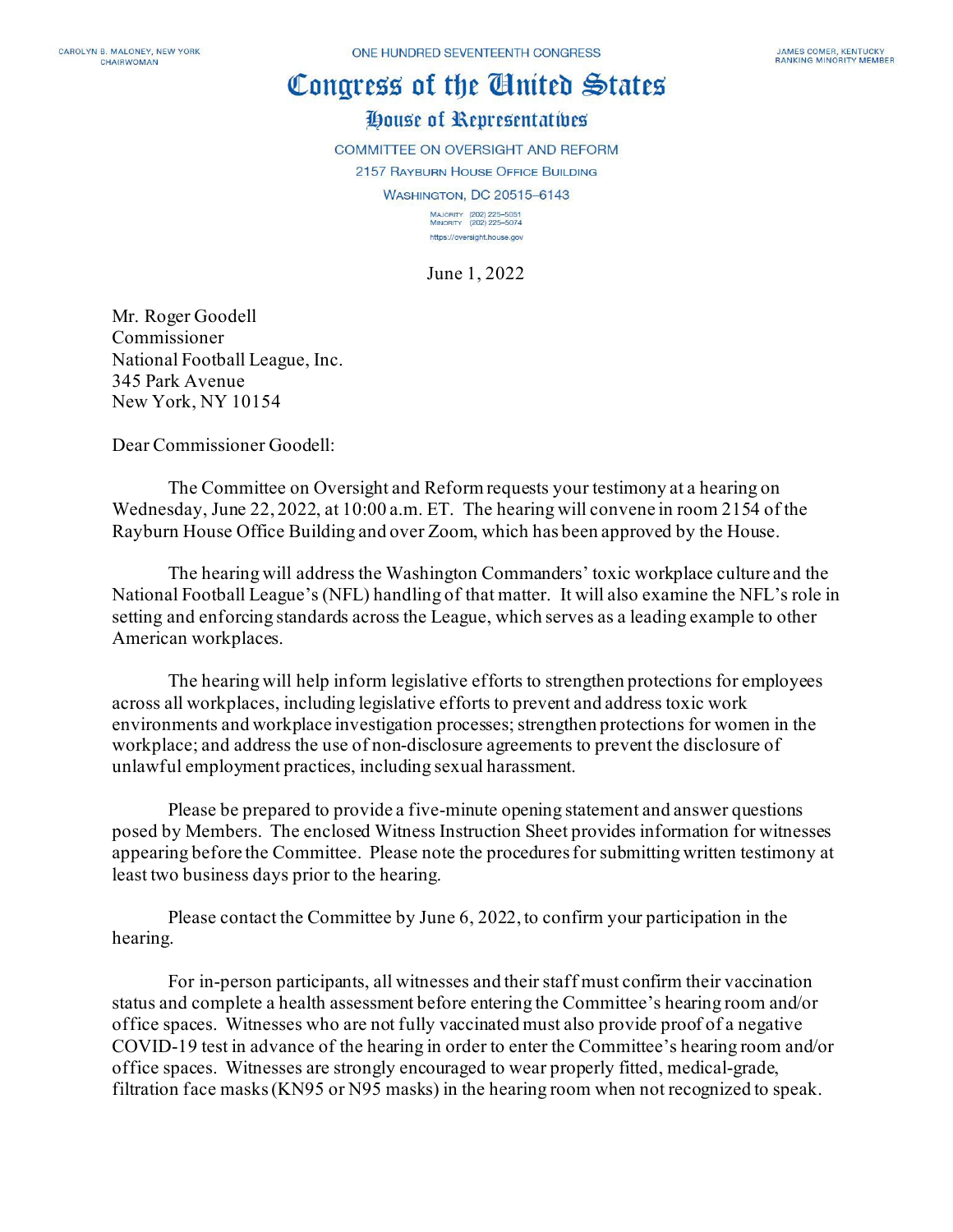CAROLYN B. MALONEY, NEW YORK
CHAIRWOMAN

ONE HUNDRED SEVENTEENTH CONGRESS

JAMES COMER, KENTUCKY
RANKING MINORITY MEMBER

# Congress of the United States

## House of Representatives

COMMITTEE ON OVERSIGHT AND REFORM

2157 RAYBURN HOUSE OFFICE BUILDING

WASHINGTON, DC 20515–6143

MAJORITY (202) 225–5051
MINORITY (202) 225–5074

https://oversight.house.gov

June 1, 2022

Mr. Roger Goodell
Commissioner
National Football League, Inc.
345 Park Avenue
New York, NY 10154

Dear Commissioner Goodell:

The Committee on Oversight and Reform requests your testimony at a hearing on Wednesday, June 22, 2022, at 10:00 a.m. ET. The hearing will convene in room 2154 of the Rayburn House Office Building and over Zoom, which has been approved by the House.

The hearing will address the Washington Commanders' toxic workplace culture and the National Football League's (NFL) handling of that matter. It will also examine the NFL's role in setting and enforcing standards across the League, which serves as a leading example to other American workplaces.

The hearing will help inform legislative efforts to strengthen protections for employees across all workplaces, including legislative efforts to prevent and address toxic work environments and workplace investigation processes; strengthen protections for women in the workplace; and address the use of non-disclosure agreements to prevent the disclosure of unlawful employment practices, including sexual harassment.

Please be prepared to provide a five-minute opening statement and answer questions posed by Members. The enclosed Witness Instruction Sheet provides information for witnesses appearing before the Committee. Please note the procedures for submitting written testimony at least two business days prior to the hearing.

Please contact the Committee by June 6, 2022, to confirm your participation in the hearing.

For in-person participants, all witnesses and their staff must confirm their vaccination status and complete a health assessment before entering the Committee's hearing room and/or office spaces. Witnesses who are not fully vaccinated must also provide proof of a negative COVID-19 test in advance of the hearing in order to enter the Committee's hearing room and/or office spaces. Witnesses are strongly encouraged to wear properly fitted, medical-grade, filtration face masks (KN95 or N95 masks) in the hearing room when not recognized to speak.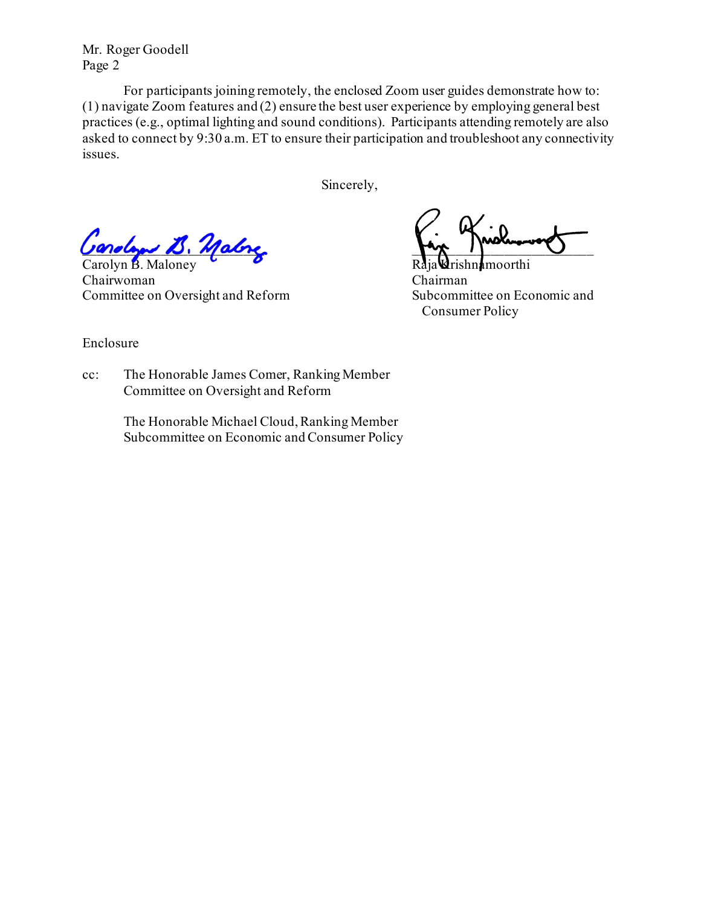Mr. Roger Goodell

For participants joining remotely, the enclosed Zoom user guides demonstrate how to: (1) navigate Zoom features and (2) ensure the best user experience by employing general best practices (e.g., optimal lighting and sound conditions). Participants attending remotely are also asked to connect by 9:30 a.m. ET to ensure their participation and troubleshoot any connectivity issues.

Sincerely,

Carolyn B. Maloney
Chairwoman
Committee on Oversight and Reform

Raja Krishnamoorthi
Chairman
Subcommittee on Economic and Consumer Policy

Enclosure

cc: The Honorable James Comer, Ranking Member
Committee on Oversight and Reform

The Honorable Michael Cloud, Ranking Member
Subcommittee on Economic and Consumer Policy